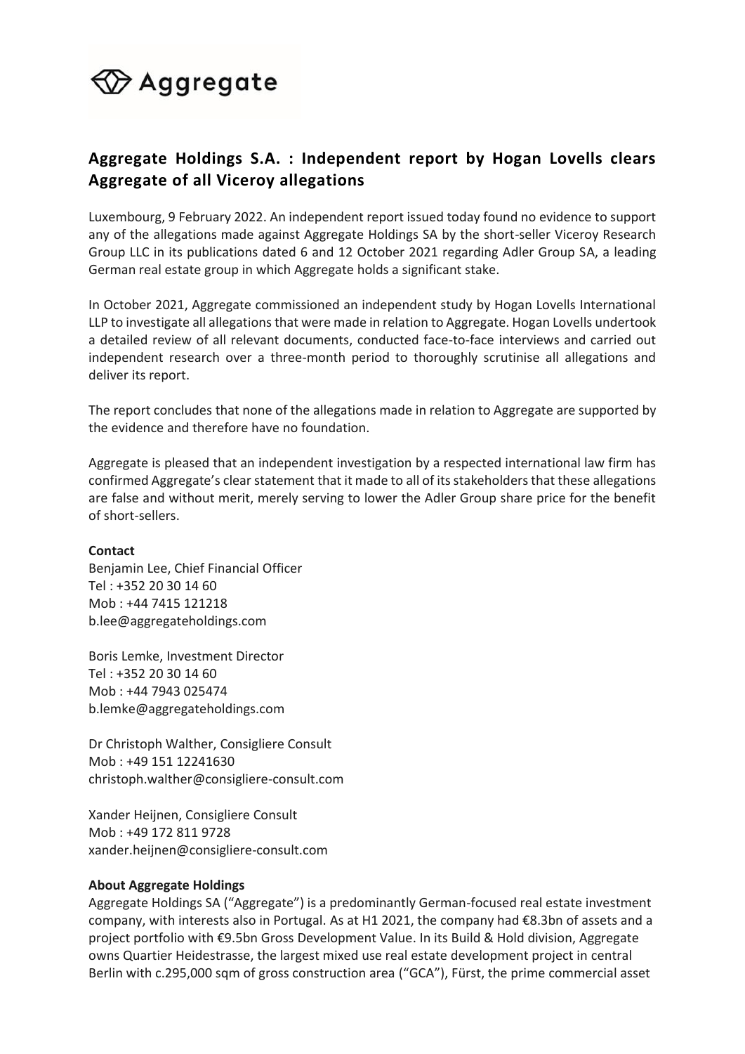# Aggregate

## Aggregate Holdings S.A. : Independent report by Hogan Lovells clears Aggregate of all Viceroy allegations

Luxembourg, 9 February 2022. An independent report issued today found no evidence to support any of the allegations made against Aggregate Holdings SA by the short-seller Viceroy Research Group LLC in its publications dated 6 and 12 October 2021 regarding Adler Group SA, a leading German real estate group in which Aggregate holds a significant stake.

In October 2021, Aggregate commissioned an independent study by Hogan Lovells International LLP to investigate all allegations that were made in relation to Aggregate. Hogan Lovells undertook a detailed review of all relevant documents, conducted face-to-face interviews and carried out independent research over a three-month period to thoroughly scrutinise all allegations and deliver its report.

The report concludes that none of the allegations made in relation to Aggregate are supported by the evidence and therefore have no foundation.

Aggregate is pleased that an independent investigation by a respected international law firm has confirmed Aggregate's clear statement that it made to all of its stakeholders that these allegations are false and without merit, merely serving to lower the Adler Group share price for the benefit of short-sellers.

**Contact**

Benjamin Lee, Chief Financial Officer
Tel : +352 20 30 14 60
Mob : +44 7415 121218
b.lee@aggregateholdings.com

Boris Lemke, Investment Director
Tel : +352 20 30 14 60
Mob : +44 7943 025474
b.lemke@aggregateholdings.com

Dr Christoph Walther, Consigliere Consult
Mob : +49 151 12241630
christoph.walther@consigliere-consult.com

Xander Heijnen, Consigliere Consult
Mob : +49 172 811 9728
xander.heijnen@consigliere-consult.com

**About Aggregate Holdings**

Aggregate Holdings SA ("Aggregate") is a predominantly German-focused real estate investment company, with interests also in Portugal. As at H1 2021, the company had €8.3bn of assets and a project portfolio with €9.5bn Gross Development Value. In its Build & Hold division, Aggregate owns Quartier Heidestrasse, the largest mixed use real estate development project in central Berlin with c.295,000 sqm of gross construction area ("GCA"), Fürst, the prime commercial asset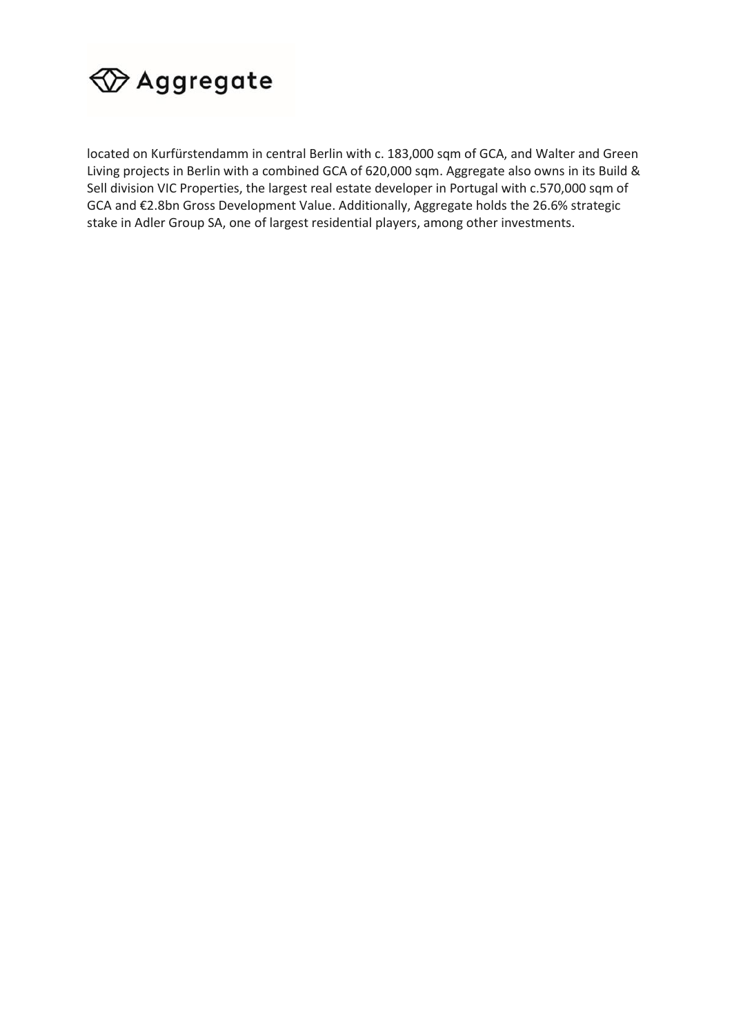located on Kurfürstendamm in central Berlin with c. 183,000 sqm of GCA, and Walter and Green Living projects in Berlin with a combined GCA of 620,000 sqm. Aggregate also owns in its Build & Sell division VIC Properties, the largest real estate developer in Portugal with c.570,000 sqm of GCA and €2.8bn Gross Development Value. Additionally, Aggregate holds the 26.6% strategic stake in Adler Group SA, one of largest residential players, among other investments.